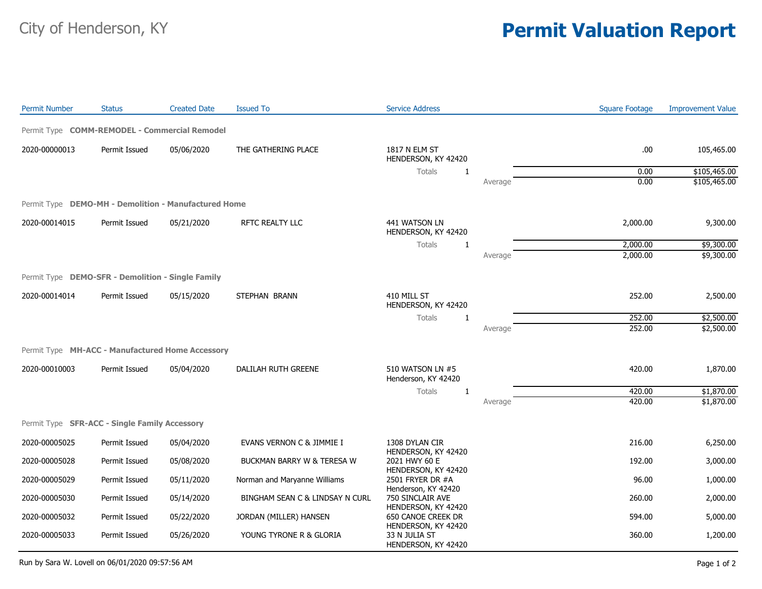# City of Henderson, KY

# Permit Valuation Report

| Permit Number | Status | Created Date | Issued To | Service Address | | Square Footage | Improvement Value |
|---|---|---|---|---|---|---|---|
| **Permit Type COMM-REMODEL - Commercial Remodel** | | | | | | | |
| 2020-00000013 | Permit Issued | 05/06/2020 | THE GATHERING PLACE | 1817 N ELM ST HENDERSON, KY 42420 | | .00 | 105,465.00 |
| | | | | Totals 1 | | 0.00 | $105,465.00 |
| | | | | | Average | 0.00 | $105,465.00 |
| **Permit Type DEMO-MH - Demolition - Manufactured Home** | | | | | | | |
| 2020-00014015 | Permit Issued | 05/21/2020 | RFTC REALTY LLC | 441 WATSON LN HENDERSON, KY 42420 | | 2,000.00 | 9,300.00 |
| | | | | Totals 1 | | 2,000.00 | $9,300.00 |
| | | | | | Average | 2,000.00 | $9,300.00 |
| **Permit Type DEMO-SFR - Demolition - Single Family** | | | | | | | |
| 2020-00014014 | Permit Issued | 05/15/2020 | STEPHAN BRANN | 410 MILL ST HENDERSON, KY 42420 | | 252.00 | 2,500.00 |
| | | | | Totals 1 | | 252.00 | $2,500.00 |
| | | | | | Average | 252.00 | $2,500.00 |
| **Permit Type MH-ACC - Manufactured Home Accessory** | | | | | | | |
| 2020-00010003 | Permit Issued | 05/04/2020 | DALILAH RUTH GREENE | 510 WATSON LN #5 Henderson, KY 42420 | | 420.00 | 1,870.00 |
| | | | | Totals 1 | | 420.00 | $1,870.00 |
| | | | | | Average | 420.00 | $1,870.00 |
| **Permit Type SFR-ACC - Single Family Accessory** | | | | | | | |
| 2020-00005025 | Permit Issued | 05/04/2020 | EVANS VERNON C & JIMMIE I | 1308 DYLAN CIR HENDERSON, KY 42420 | | 216.00 | 6,250.00 |
| 2020-00005028 | Permit Issued | 05/08/2020 | BUCKMAN BARRY W & TERESA W | 2021 HWY 60 E HENDERSON, KY 42420 | | 192.00 | 3,000.00 |
| 2020-00005029 | Permit Issued | 05/11/2020 | Norman and Maryanne Williams | 2501 FRYER DR #A Henderson, KY 42420 | | 96.00 | 1,000.00 |
| 2020-00005030 | Permit Issued | 05/14/2020 | BINGHAM SEAN C & LINDSAY N CURL | 750 SINCLAIR AVE HENDERSON, KY 42420 | | 260.00 | 2,000.00 |
| 2020-00005032 | Permit Issued | 05/22/2020 | JORDAN (MILLER) HANSEN | 650 CANOE CREEK DR HENDERSON, KY 42420 | | 594.00 | 5,000.00 |
| 2020-00005033 | Permit Issued | 05/26/2020 | YOUNG TYRONE R & GLORIA | 33 N JULIA ST HENDERSON, KY 42420 | | 360.00 | 1,200.00 |

Run by Sara W. Lovell on 06/01/2020 09:57:56 AM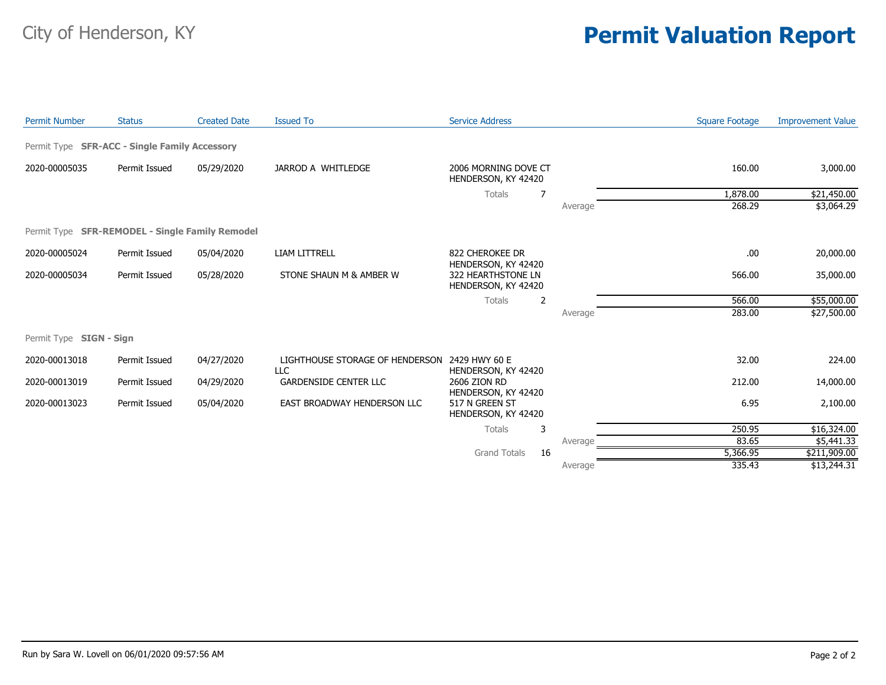City of Henderson, KY

# Permit Valuation Report

| Permit Number | Status | Created Date | Issued To | Service Address | | Square Footage | Improvement Value |
|---|---|---|---|---|---|---|---|
| Permit Type **SFR-ACC - Single Family Accessory** | | | | | | | |
| 2020-00005035 | Permit Issued | 05/29/2020 | JARROD A WHITLEDGE | 2006 MORNING DOVE CT HENDERSON, KY 42420 | | 160.00 | 3,000.00 |
| | | | | Totals 7 | | 1,878.00 | $21,450.00 |
| | | | | | Average | 268.29 | $3,064.29 |
| Permit Type **SFR-REMODEL - Single Family Remodel** | | | | | | | |
| 2020-00005024 | Permit Issued | 05/04/2020 | LIAM LITTRELL | 822 CHEROKEE DR HENDERSON, KY 42420 | | .00 | 20,000.00 |
| 2020-00005034 | Permit Issued | 05/28/2020 | STONE SHAUN M & AMBER W | 322 HEARTHSTONE LN HENDERSON, KY 42420 | | 566.00 | 35,000.00 |
| | | | | Totals 2 | | 566.00 | $55,000.00 |
| | | | | | Average | 283.00 | $27,500.00 |
| Permit Type **SIGN - Sign** | | | | | | | |
| 2020-00013018 | Permit Issued | 04/27/2020 | LIGHTHOUSE STORAGE OF HENDERSON LLC | 2429 HWY 60 E HENDERSON, KY 42420 | | 32.00 | 224.00 |
| 2020-00013019 | Permit Issued | 04/29/2020 | GARDENSIDE CENTER LLC | 2606 ZION RD HENDERSON, KY 42420 | | 212.00 | 14,000.00 |
| 2020-00013023 | Permit Issued | 05/04/2020 | EAST BROADWAY HENDERSON LLC | 517 N GREEN ST HENDERSON, KY 42420 | | 6.95 | 2,100.00 |
| | | | | Totals 3 | | 250.95 | $16,324.00 |
| | | | | | Average | 83.65 | $5,441.33 |
| | | | | Grand Totals 16 | | 5,366.95 | $211,909.00 |
| | | | | | Average | 335.43 | $13,244.31 |

Run by Sara W. Lovell on 06/01/2020 09:57:56 AM